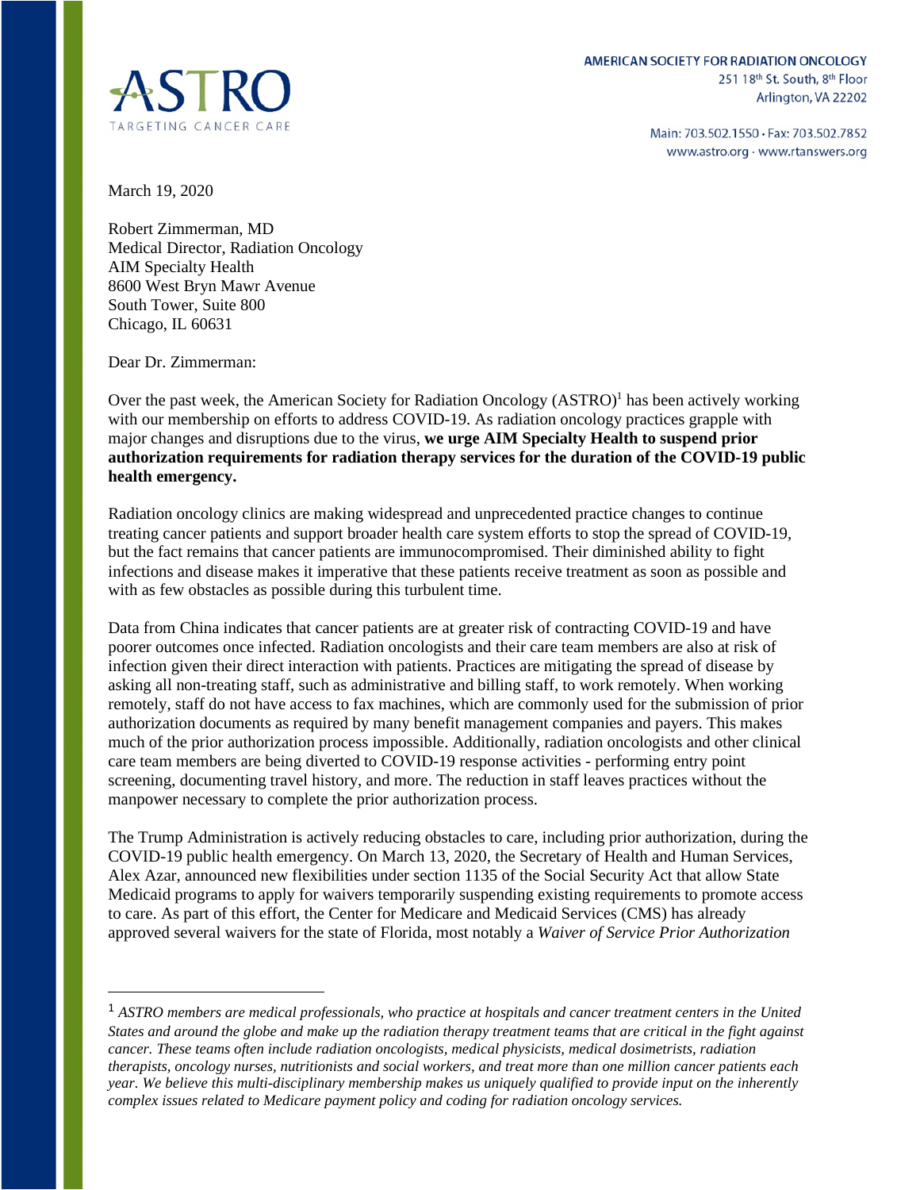**ASTRO**
TARGETING CANCER CARE

AMERICAN SOCIETY FOR RADIATION ONCOLOGY
251 18th St. South, 8th Floor
Arlington, VA 22202

Main: 703.502.1550 • Fax: 703.502.7852
www.astro.org · www.rtanswers.org

March 19, 2020

Robert Zimmerman, MD
Medical Director, Radiation Oncology
AIM Specialty Health
8600 West Bryn Mawr Avenue
South Tower, Suite 800
Chicago, IL 60631

Dear Dr. Zimmerman:

Over the past week, the American Society for Radiation Oncology (ASTRO)[1] has been actively working with our membership on efforts to address COVID-19. As radiation oncology practices grapple with major changes and disruptions due to the virus, **we urge AIM Specialty Health to suspend prior authorization requirements for radiation therapy services for the duration of the COVID-19 public health emergency.**

Radiation oncology clinics are making widespread and unprecedented practice changes to continue treating cancer patients and support broader health care system efforts to stop the spread of COVID-19, but the fact remains that cancer patients are immunocompromised. Their diminished ability to fight infections and disease makes it imperative that these patients receive treatment as soon as possible and with as few obstacles as possible during this turbulent time.

Data from China indicates that cancer patients are at greater risk of contracting COVID-19 and have poorer outcomes once infected. Radiation oncologists and their care team members are also at risk of infection given their direct interaction with patients. Practices are mitigating the spread of disease by asking all non-treating staff, such as administrative and billing staff, to work remotely. When working remotely, staff do not have access to fax machines, which are commonly used for the submission of prior authorization documents as required by many benefit management companies and payers. This makes much of the prior authorization process impossible. Additionally, radiation oncologists and other clinical care team members are being diverted to COVID-19 response activities - performing entry point screening, documenting travel history, and more. The reduction in staff leaves practices without the manpower necessary to complete the prior authorization process.

The Trump Administration is actively reducing obstacles to care, including prior authorization, during the COVID-19 public health emergency. On March 13, 2020, the Secretary of Health and Human Services, Alex Azar, announced new flexibilities under section 1135 of the Social Security Act that allow State Medicaid programs to apply for waivers temporarily suspending existing requirements to promote access to care. As part of this effort, the Center for Medicare and Medicaid Services (CMS) has already approved several waivers for the state of Florida, most notably a *Waiver of Service Prior Authorization*

---

[1] *ASTRO members are medical professionals, who practice at hospitals and cancer treatment centers in the United States and around the globe and make up the radiation therapy treatment teams that are critical in the fight against cancer. These teams often include radiation oncologists, medical physicists, medical dosimetrists, radiation therapists, oncology nurses, nutritionists and social workers, and treat more than one million cancer patients each year. We believe this multi-disciplinary membership makes us uniquely qualified to provide input on the inherently complex issues related to Medicare payment policy and coding for radiation oncology services.*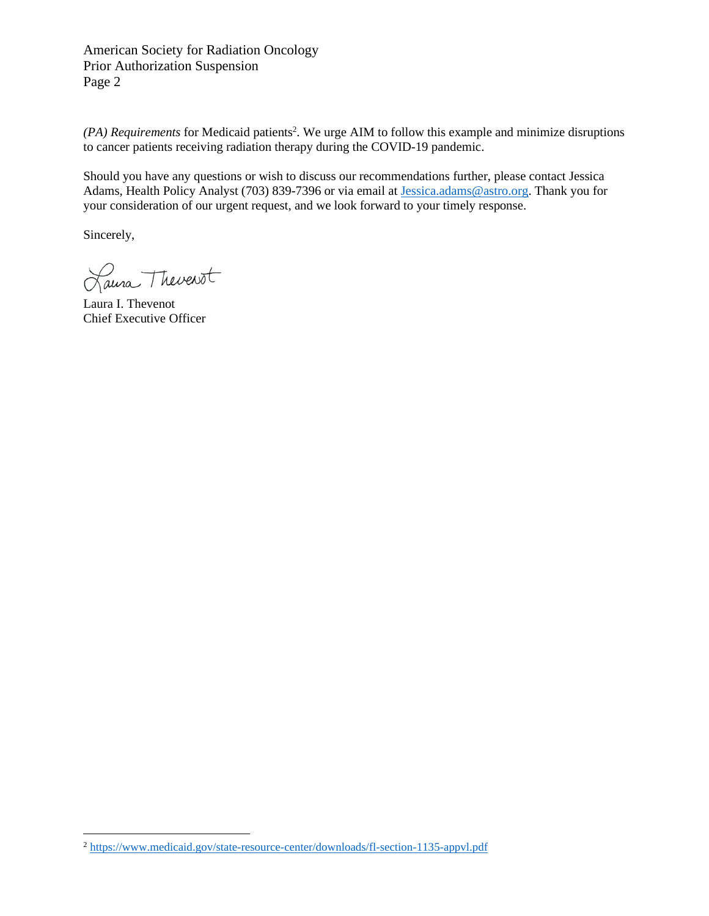*(PA) Requirements* for Medicaid patients[2]. We urge AIM to follow this example and minimize disruptions to cancer patients receiving radiation therapy during the COVID-19 pandemic.

Should you have any questions or wish to discuss our recommendations further, please contact Jessica Adams, Health Policy Analyst (703) 839-7396 or via email at Jessica.adams@astro.org. Thank you for your consideration of our urgent request, and we look forward to your timely response.

Sincerely,

Laura I. Thevenot
Chief Executive Officer

[2] https://www.medicaid.gov/state-resource-center/downloads/fl-section-1135-appvl.pdf